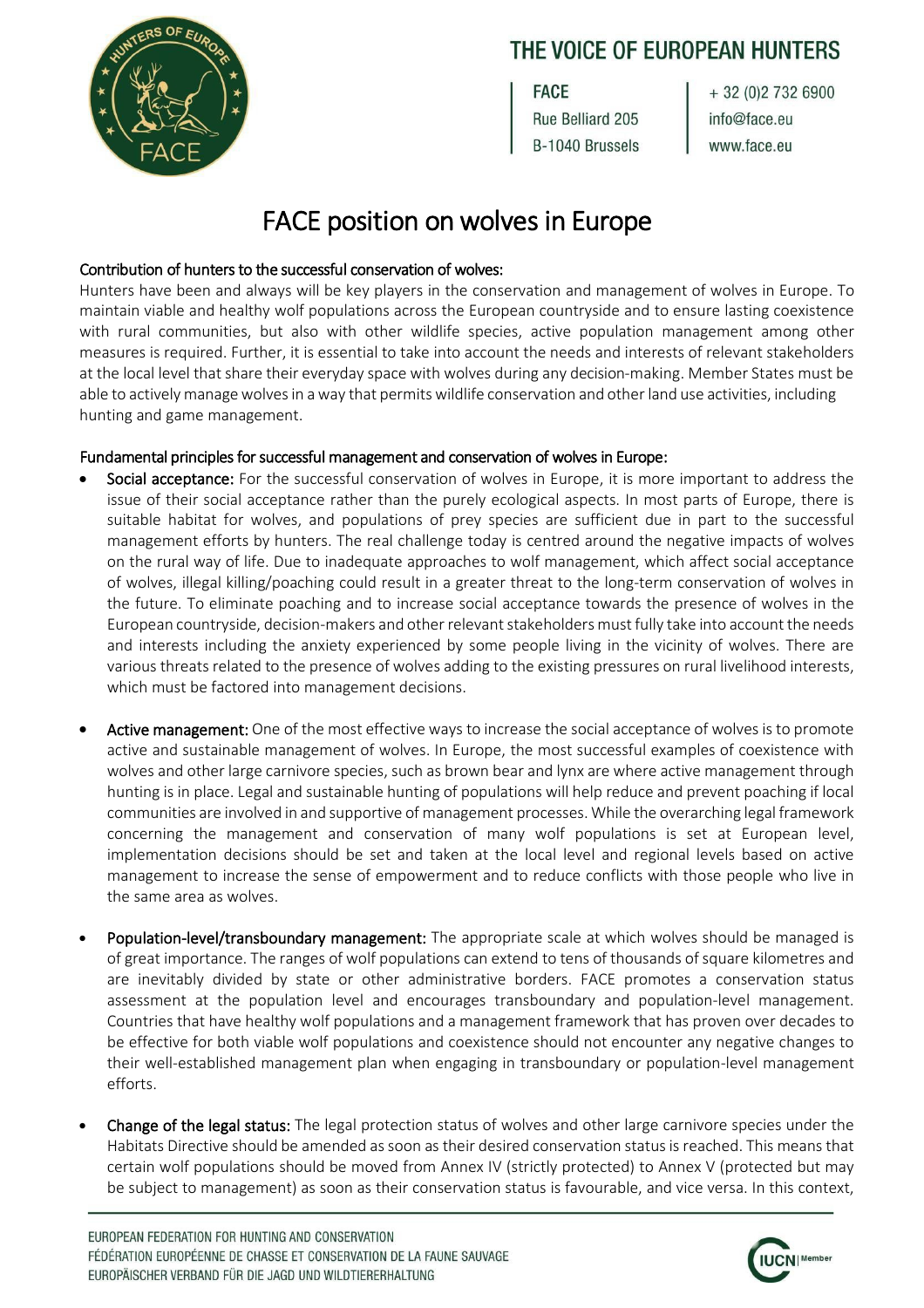# THE VOICE OF EUROPEAN HUNTERS

FACE
Rue Belliard 205
B-1040 Brussels

+ 32 (0)2 732 6900
info@face.eu
www.face.eu

# FACE position on wolves in Europe

## Contribution of hunters to the successful conservation of wolves:

Hunters have been and always will be key players in the conservation and management of wolves in Europe. To maintain viable and healthy wolf populations across the European countryside and to ensure lasting coexistence with rural communities, but also with other wildlife species, active population management among other measures is required. Further, it is essential to take into account the needs and interests of relevant stakeholders at the local level that share their everyday space with wolves during any decision-making. Member States must be able to actively manage wolves in a way that permits wildlife conservation and other land use activities, including hunting and game management.

## Fundamental principles for successful management and conservation of wolves in Europe:

- **Social acceptance:** For the successful conservation of wolves in Europe, it is more important to address the issue of their social acceptance rather than the purely ecological aspects. In most parts of Europe, there is suitable habitat for wolves, and populations of prey species are sufficient due in part to the successful management efforts by hunters. The real challenge today is centred around the negative impacts of wolves on the rural way of life. Due to inadequate approaches to wolf management, which affect social acceptance of wolves, illegal killing/poaching could result in a greater threat to the long-term conservation of wolves in the future. To eliminate poaching and to increase social acceptance towards the presence of wolves in the European countryside, decision-makers and other relevant stakeholders must fully take into account the needs and interests including the anxiety experienced by some people living in the vicinity of wolves. There are various threats related to the presence of wolves adding to the existing pressures on rural livelihood interests, which must be factored into management decisions.

- **Active management:** One of the most effective ways to increase the social acceptance of wolves is to promote active and sustainable management of wolves. In Europe, the most successful examples of coexistence with wolves and other large carnivore species, such as brown bear and lynx are where active management through hunting is in place. Legal and sustainable hunting of populations will help reduce and prevent poaching if local communities are involved in and supportive of management processes. While the overarching legal framework concerning the management and conservation of many wolf populations is set at European level, implementation decisions should be set and taken at the local level and regional levels based on active management to increase the sense of empowerment and to reduce conflicts with those people who live in the same area as wolves.

- **Population-level/transboundary management:** The appropriate scale at which wolves should be managed is of great importance. The ranges of wolf populations can extend to tens of thousands of square kilometres and are inevitably divided by state or other administrative borders. FACE promotes a conservation status assessment at the population level and encourages transboundary and population-level management. Countries that have healthy wolf populations and a management framework that has proven over decades to be effective for both viable wolf populations and coexistence should not encounter any negative changes to their well-established management plan when engaging in transboundary or population-level management efforts.

- **Change of the legal status:** The legal protection status of wolves and other large carnivore species under the Habitats Directive should be amended as soon as their desired conservation status is reached. This means that certain wolf populations should be moved from Annex IV (strictly protected) to Annex V (protected but may be subject to management) as soon as their conservation status is favourable, and vice versa. In this context,

EUROPEAN FEDERATION FOR HUNTING AND CONSERVATION
FÉDÉRATION EUROPÉENNE DE CHASSE ET CONSERVATION DE LA FAUNE SAUVAGE
EUROPÄISCHER VERBAND FÜR DIE JAGD UND WILDTIERERHALTUNG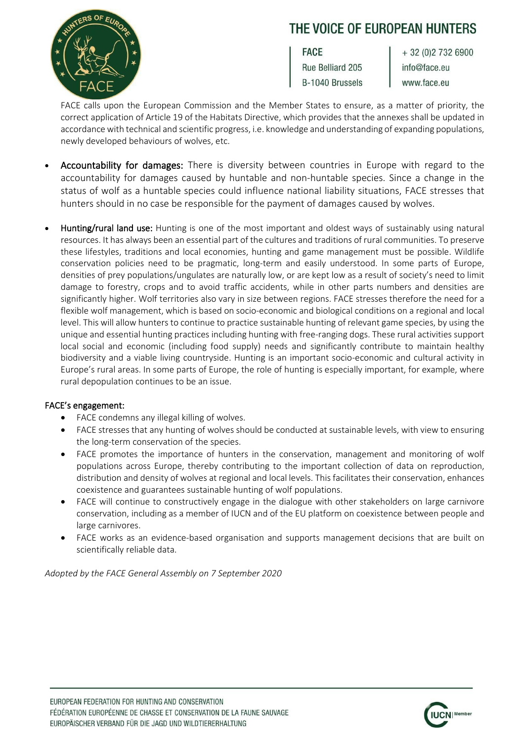FACE calls upon the European Commission and the Member States to ensure, as a matter of priority, the correct application of Article 19 of the Habitats Directive, which provides that the annexes shall be updated in accordance with technical and scientific progress, i.e. knowledge and understanding of expanding populations, newly developed behaviours of wolves, etc.

- **Accountability for damages:** There is diversity between countries in Europe with regard to the accountability for damages caused by huntable and non-huntable species. Since a change in the status of wolf as a huntable species could influence national liability situations, FACE stresses that hunters should in no case be responsible for the payment of damages caused by wolves.

- **Hunting/rural land use:** Hunting is one of the most important and oldest ways of sustainably using natural resources. It has always been an essential part of the cultures and traditions of rural communities. To preserve these lifestyles, traditions and local economies, hunting and game management must be possible. Wildlife conservation policies need to be pragmatic, long-term and easily understood. In some parts of Europe, densities of prey populations/ungulates are naturally low, or are kept low as a result of society's need to limit damage to forestry, crops and to avoid traffic accidents, while in other parts numbers and densities are significantly higher. Wolf territories also vary in size between regions. FACE stresses therefore the need for a flexible wolf management, which is based on socio-economic and biological conditions on a regional and local level. This will allow hunters to continue to practice sustainable hunting of relevant game species, by using the unique and essential hunting practices including hunting with free-ranging dogs. These rural activities support local social and economic (including food supply) needs and significantly contribute to maintain healthy biodiversity and a viable living countryside. Hunting is an important socio-economic and cultural activity in Europe's rural areas. In some parts of Europe, the role of hunting is especially important, for example, where rural depopulation continues to be an issue.

**FACE's engagement:**

- FACE condemns any illegal killing of wolves.
- FACE stresses that any hunting of wolves should be conducted at sustainable levels, with view to ensuring the long-term conservation of the species.
- FACE promotes the importance of hunters in the conservation, management and monitoring of wolf populations across Europe, thereby contributing to the important collection of data on reproduction, distribution and density of wolves at regional and local levels. This facilitates their conservation, enhances coexistence and guarantees sustainable hunting of wolf populations.
- FACE will continue to constructively engage in the dialogue with other stakeholders on large carnivore conservation, including as a member of IUCN and of the EU platform on coexistence between people and large carnivores.
- FACE works as an evidence-based organisation and supports management decisions that are built on scientifically reliable data.

*Adopted by the FACE General Assembly on 7 September 2020*